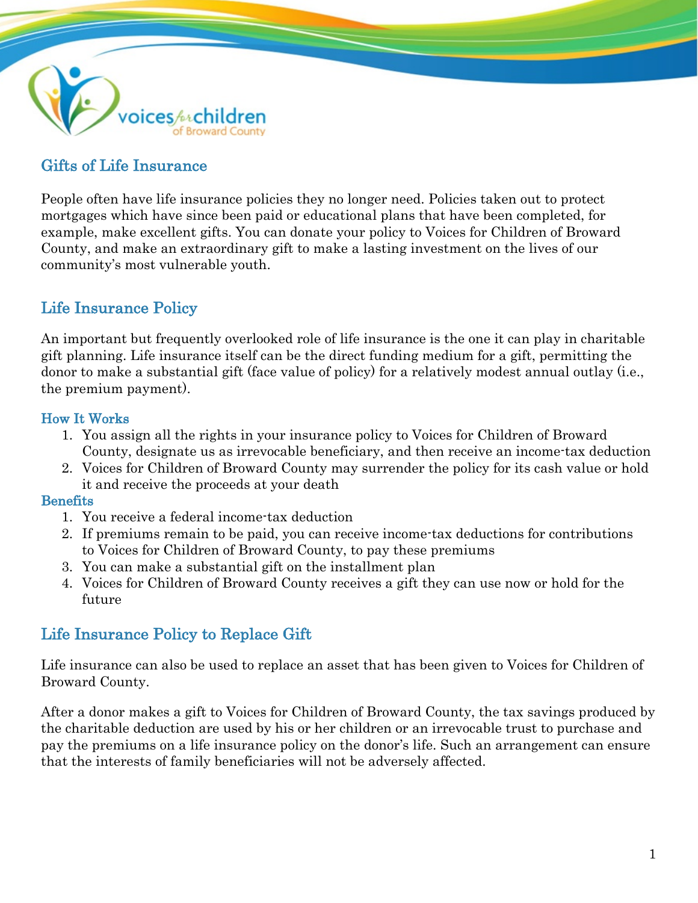# Gifts of Life Insurance

People often have life insurance policies they no longer need. Policies taken out to protect mortgages which have since been paid or educational plans that have been completed, for example, make excellent gifts. You can donate your policy to Voices for Children of Broward County, and make an extraordinary gift to make a lasting investment on the lives of our community's most vulnerable youth.

## Life Insurance Policy

An important but frequently overlooked role of life insurance is the one it can play in charitable gift planning. Life insurance itself can be the direct funding medium for a gift, permitting the donor to make a substantial gift (face value of policy) for a relatively modest annual outlay (i.e., the premium payment).

### How It Works

1. You assign all the rights in your insurance policy to Voices for Children of Broward County, designate us as irrevocable beneficiary, and then receive an income-tax deduction
2. Voices for Children of Broward County may surrender the policy for its cash value or hold it and receive the proceeds at your death

### Benefits

1. You receive a federal income-tax deduction
2. If premiums remain to be paid, you can receive income-tax deductions for contributions to Voices for Children of Broward County, to pay these premiums
3. You can make a substantial gift on the installment plan
4. Voices for Children of Broward County receives a gift they can use now or hold for the future

## Life Insurance Policy to Replace Gift

Life insurance can also be used to replace an asset that has been given to Voices for Children of Broward County.

After a donor makes a gift to Voices for Children of Broward County, the tax savings produced by the charitable deduction are used by his or her children or an irrevocable trust to purchase and pay the premiums on a life insurance policy on the donor's life. Such an arrangement can ensure that the interests of family beneficiaries will not be adversely affected.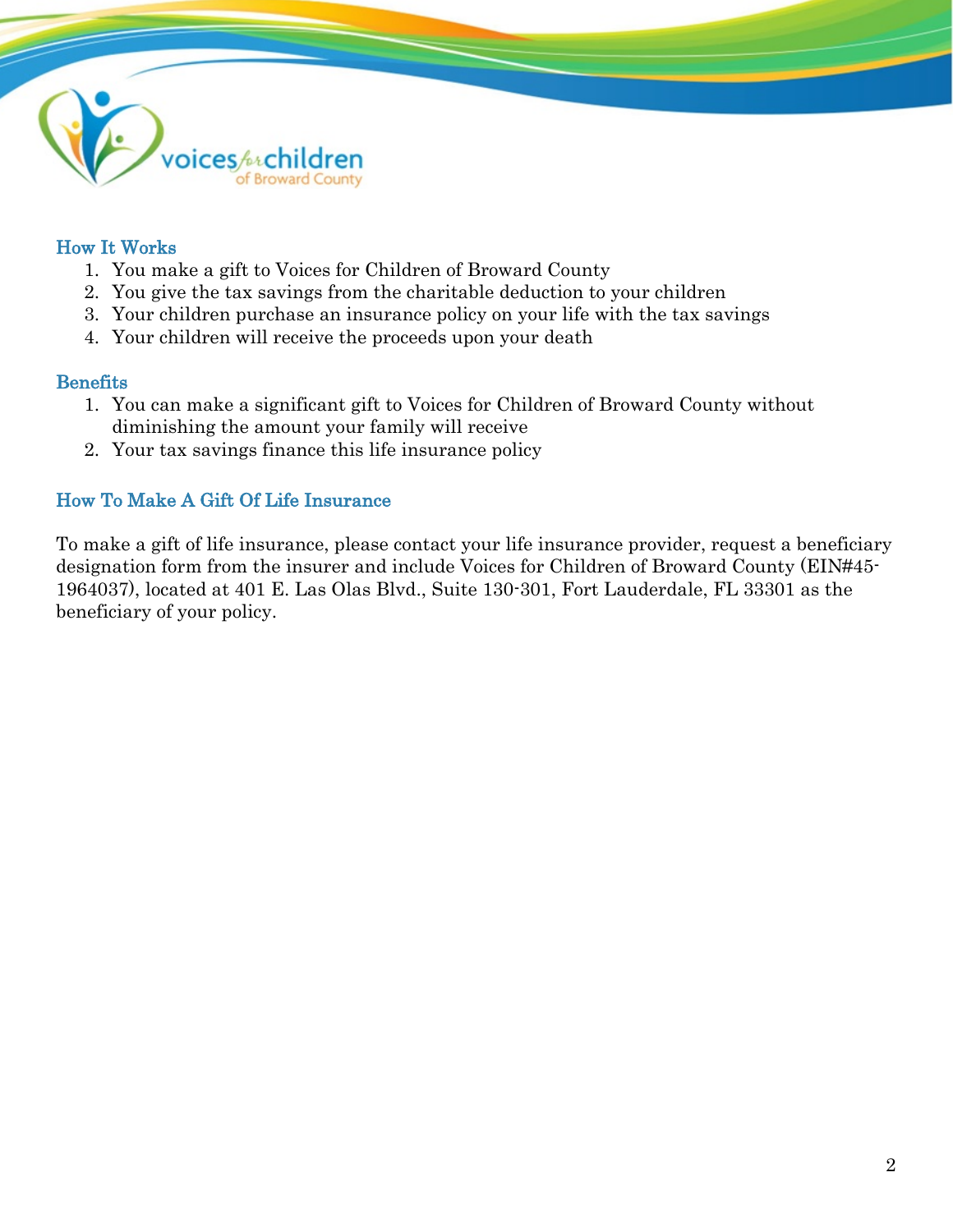## How It Works

1. You make a gift to Voices for Children of Broward County
2. You give the tax savings from the charitable deduction to your children
3. Your children purchase an insurance policy on your life with the tax savings
4. Your children will receive the proceeds upon your death

## Benefits

1. You can make a significant gift to Voices for Children of Broward County without diminishing the amount your family will receive
2. Your tax savings finance this life insurance policy

## How To Make A Gift Of Life Insurance

To make a gift of life insurance, please contact your life insurance provider, request a beneficiary designation form from the insurer and include Voices for Children of Broward County (EIN#45-1964037), located at 401 E. Las Olas Blvd., Suite 130-301, Fort Lauderdale, FL 33301 as the beneficiary of your policy.